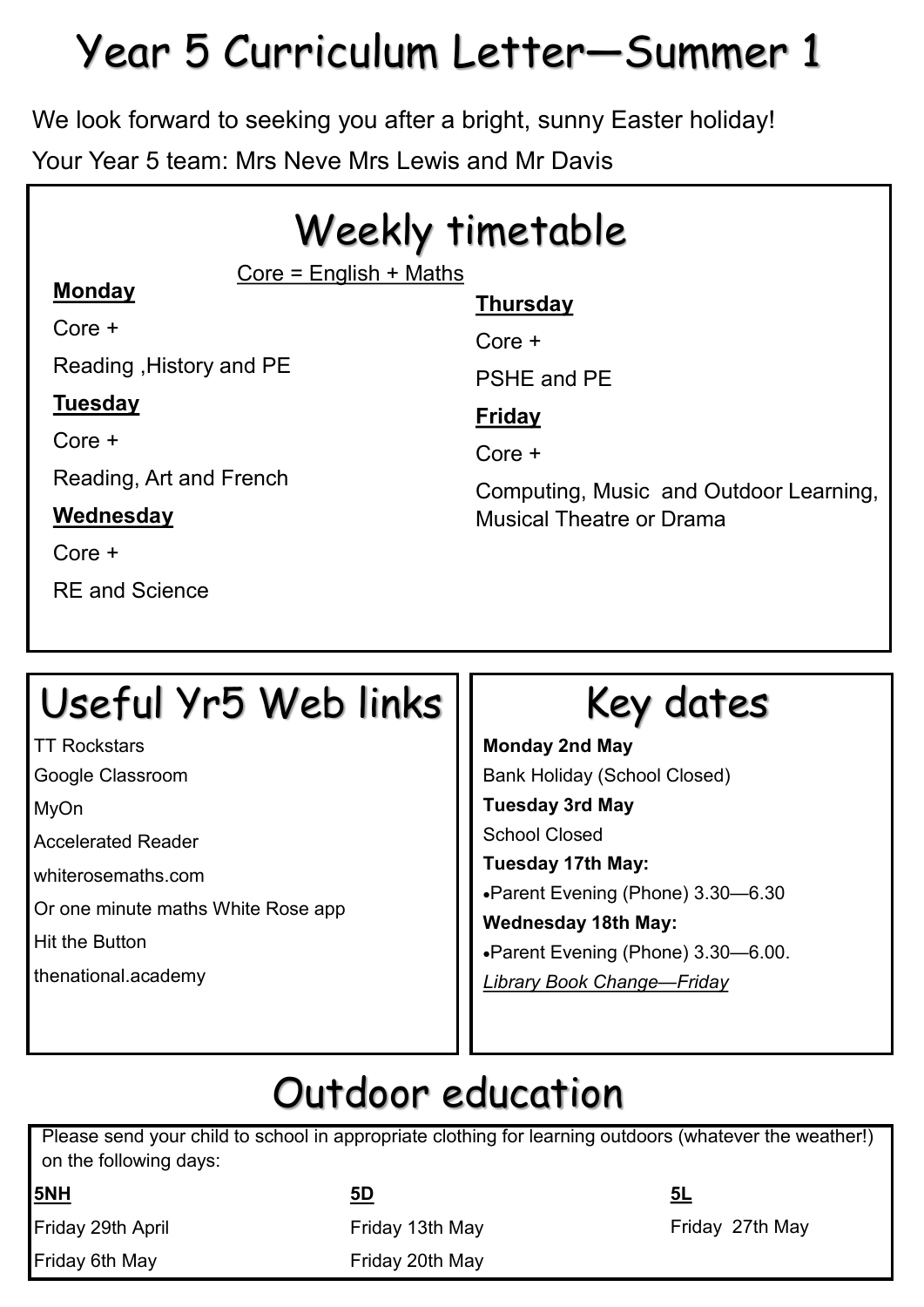# Year 5 Curriculum Letter—Summer 1

We look forward to seeking you after a bright, sunny Easter holiday!

Your Year 5 team: Mrs Neve Mrs Lewis and Mr Davis

## Weekly timetable

Core = English + Maths

**Monday**

Core +

Reading ,History and PE

**Tuesday**

Core +

Reading, Art and French

**Wednesday**

Core +

RE and Science

**Thursday**

Core +

PSHE and PE

**Friday**

Core +

Computing, Music and Outdoor Learning, Musical Theatre or Drama

## Useful Yr5 Web links

TT Rockstars

Google Classroom

MyOn

Accelerated Reader

whiterosemaths.com

Or one minute maths White Rose app

Hit the Button

thenational.academy

## Key dates

**Monday 2nd May**

Bank Holiday (School Closed)

**Tuesday 3rd May**

School Closed

**Tuesday 17th May:**

- Parent Evening (Phone) 3.30—6.30

**Wednesday 18th May:**

- Parent Evening (Phone) 3.30—6.00.

*Library Book Change—Friday*

## Outdoor education

Please send your child to school in appropriate clothing for learning outdoors (whatever the weather!) on the following days:

| 5NH | 5D | 5L |
|---|---|---|
| Friday 29th April | Friday 13th May | Friday 27th May |
| Friday 6th May | Friday 20th May | |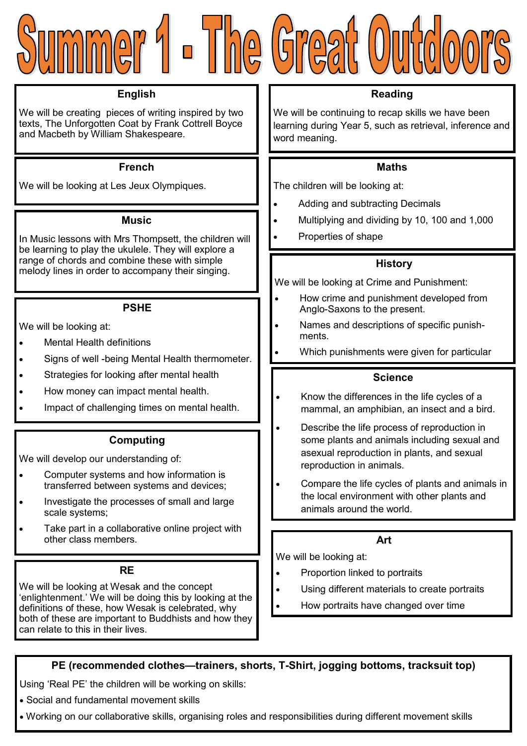# Summer 1 - The Great Outdoors

## English

We will be creating  pieces of writing inspired by two texts, The Unforgotten Coat by Frank Cottrell Boyce and Macbeth by William Shakespeare.

## French

We will be looking at Les Jeux Olympiques.

## Music

In Music lessons with Mrs Thompsett, the children will be learning to play the ukulele. They will explore a range of chords and combine these with simple melody lines in order to accompany their singing.

## PSHE

We will be looking at:

- Mental Health definitions
- Signs of well -being Mental Health thermometer.
- Strategies for looking after mental health
- How money can impact mental health.
- Impact of challenging times on mental health.

## Computing

We will develop our understanding of:

- Computer systems and how information is transferred between systems and devices;
- Investigate the processes of small and large scale systems;
- Take part in a collaborative online project with other class members.

## RE

We will be looking at Wesak and the concept 'enlightenment.' We will be doing this by looking at the definitions of these, how Wesak is celebrated, why both of these are important to Buddhists and how they can relate to this in their lives.

## Reading

We will be continuing to recap skills we have been learning during Year 5, such as retrieval, inference and word meaning.

## Maths

The children will be looking at:

- Adding and subtracting Decimals
- Multiplying and dividing by 10, 100 and 1,000
- Properties of shape

## History

We will be looking at Crime and Punishment:

- How crime and punishment developed from Anglo-Saxons to the present.
- Names and descriptions of specific punishments.
- Which punishments were given for particular

## Science

- Know the differences in the life cycles of a mammal, an amphibian, an insect and a bird.
- Describe the life process of reproduction in some plants and animals including sexual and asexual reproduction in plants, and sexual reproduction in animals.
- Compare the life cycles of plants and animals in the local environment with other plants and animals around the world.

## Art

We will be looking at:

- Proportion linked to portraits
- Using different materials to create portraits
- How portraits have changed over time

## PE (recommended clothes—trainers, shorts, T-Shirt, jogging bottoms, tracksuit top)

Using 'Real PE' the children will be working on skills:

- Social and fundamental movement skills
- Working on our collaborative skills, organising roles and responsibilities during different movement skills